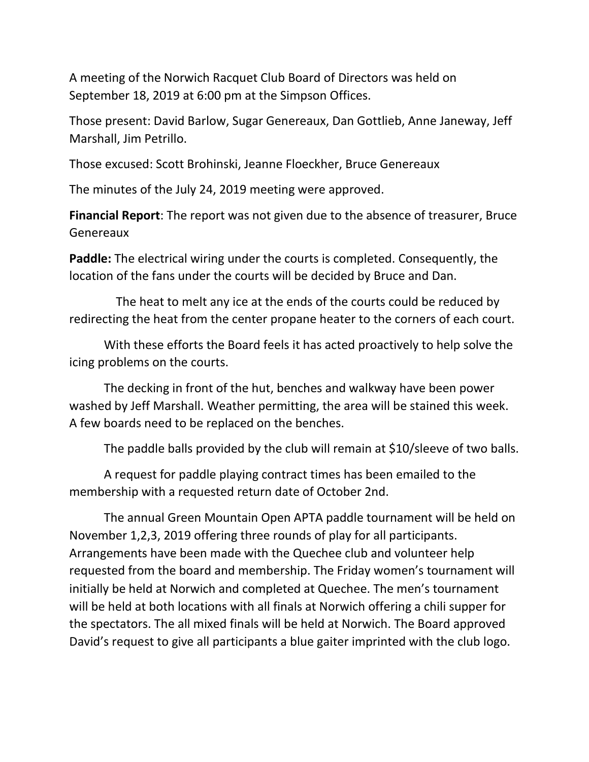A meeting of the Norwich Racquet Club Board of Directors was held on September 18, 2019 at 6:00 pm at the Simpson Offices.

Those present: David Barlow, Sugar Genereaux, Dan Gottlieb, Anne Janeway, Jeff Marshall, Jim Petrillo.

Those excused: Scott Brohinski, Jeanne Floeckher, Bruce Genereaux

The minutes of the July 24, 2019 meeting were approved.

**Financial Report**: The report was not given due to the absence of treasurer, Bruce Genereaux

**Paddle:** The electrical wiring under the courts is completed. Consequently, the location of the fans under the courts will be decided by Bruce and Dan.

The heat to melt any ice at the ends of the courts could be reduced by redirecting the heat from the center propane heater to the corners of each court.

With these efforts the Board feels it has acted proactively to help solve the icing problems on the courts.

The decking in front of the hut, benches and walkway have been power washed by Jeff Marshall. Weather permitting, the area will be stained this week. A few boards need to be replaced on the benches.

The paddle balls provided by the club will remain at $10/sleeve of two balls.

A request for paddle playing contract times has been emailed to the membership with a requested return date of October 2nd.

The annual Green Mountain Open APTA paddle tournament will be held on November 1,2,3, 2019 offering three rounds of play for all participants. Arrangements have been made with the Quechee club and volunteer help requested from the board and membership. The Friday women's tournament will initially be held at Norwich and completed at Quechee. The men's tournament will be held at both locations with all finals at Norwich offering a chili supper for the spectators. The all mixed finals will be held at Norwich. The Board approved David's request to give all participants a blue gaiter imprinted with the club logo.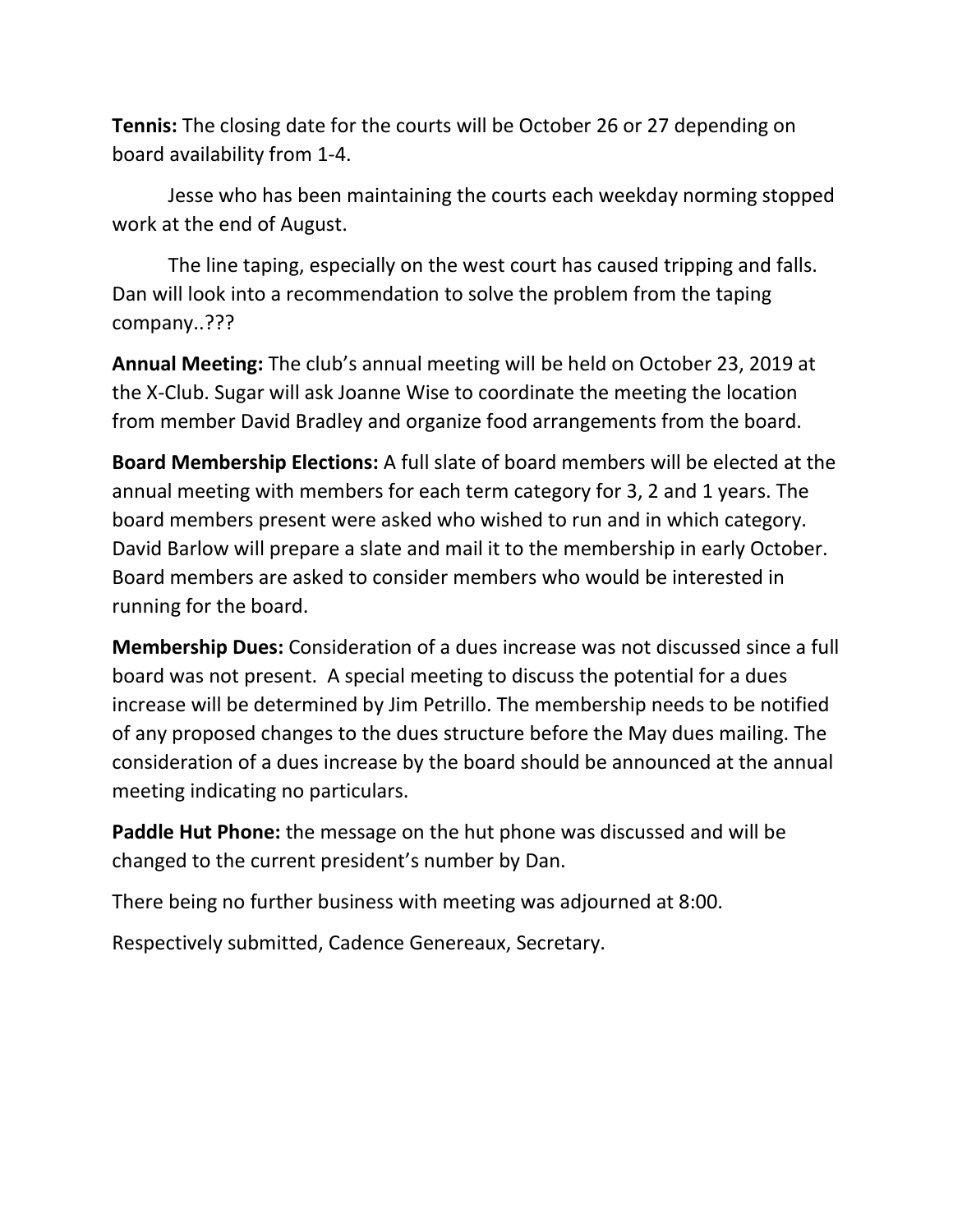**Tennis:** The closing date for the courts will be October 26 or 27 depending on board availability from 1-4.

Jesse who has been maintaining the courts each weekday norming stopped work at the end of August.

The line taping, especially on the west court has caused tripping and falls. Dan will look into a recommendation to solve the problem from the taping company..???

**Annual Meeting:** The club's annual meeting will be held on October 23, 2019 at the X-Club. Sugar will ask Joanne Wise to coordinate the meeting the location from member David Bradley and organize food arrangements from the board.

**Board Membership Elections:** A full slate of board members will be elected at the annual meeting with members for each term category for 3, 2 and 1 years. The board members present were asked who wished to run and in which category. David Barlow will prepare a slate and mail it to the membership in early October. Board members are asked to consider members who would be interested in running for the board.

**Membership Dues:** Consideration of a dues increase was not discussed since a full board was not present. A special meeting to discuss the potential for a dues increase will be determined by Jim Petrillo. The membership needs to be notified of any proposed changes to the dues structure before the May dues mailing. The consideration of a dues increase by the board should be announced at the annual meeting indicating no particulars.

**Paddle Hut Phone:** the message on the hut phone was discussed and will be changed to the current president's number by Dan.

There being no further business with meeting was adjourned at 8:00.

Respectively submitted, Cadence Genereaux, Secretary.